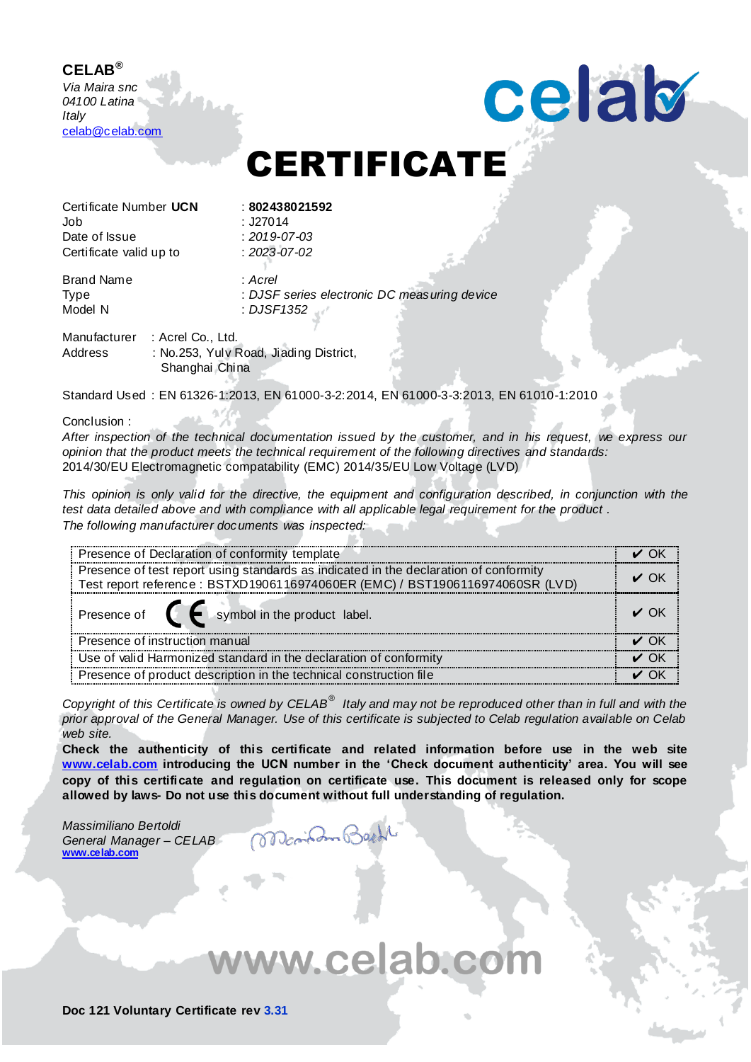**CELAB®**
*Via Maira snc*
*04100 Latina*
*Italy*
celab@celab.com

celab

# CERTIFICATE

Certificate Number **UCN** : **802438021592**
Job : J27014
Date of Issue : *2019-07-03*
Certificate valid up to : *2023-07-02*

Brand Name : *Acrel*
Type : *DJSF series electronic DC measuring device*
Model N : *DJSF1352*

Manufacturer : Acrel Co., Ltd.
Address : No.253, Yulv Road, Jiading District, Shanghai China

Standard Used : EN 61326-1:2013, EN 61000-3-2:2014, EN 61000-3-3:2013, EN 61010-1:2010

Conclusion :
*After inspection of the technical documentation issued by the customer, and in his request, we express our opinion that the product meets the technical requirement of the following directives and standards:*
2014/30/EU Electromagnetic compatability (EMC) 2014/35/EU Low Voltage (LVD)

*This opinion is only valid for the directive, the equipment and configuration described, in conjunction with the test data detailed above and with compliance with all applicable legal requirement for the product .*
*The following manufacturer documents was inspected:*

| | |
|---|---|
| Presence of Declaration of conformity template | ✔ OK |
| Presence of test report using standards as indicated in the declaration of conformity Test report reference : BSTXD1906116974060ER (EMC) / BST1906116974060SR (LVD) | ✔ OK |
| Presence of CE symbol in the product label. | ✔ OK |
| Presence of instruction manual | ✔ OK |
| Use of valid Harmonized standard in the declaration of conformity | ✔ OK |
| Presence of product description in the technical construction file | ✔ OK |

*Copyright of this Certificate is owned by CELAB® Italy and may not be reproduced other than in full and with the prior approval of the General Manager. Use of this certificate is subjected to Celab regulation available on Celab web site.*

**Check the authenticity of this certificate and related information before use in the web site www.celab.com introducing the UCN number in the 'Check document authenticity' area. You will see copy of this certificate and regulation on certificate use. This document is released only for scope allowed by laws- Do not use this document without full understanding of regulation.**

*Massimiliano Bertoldi*
*General Manager – CELAB*
**www.celab.com**

www.celab.com

**Doc 121 Voluntary Certificate rev 3.31**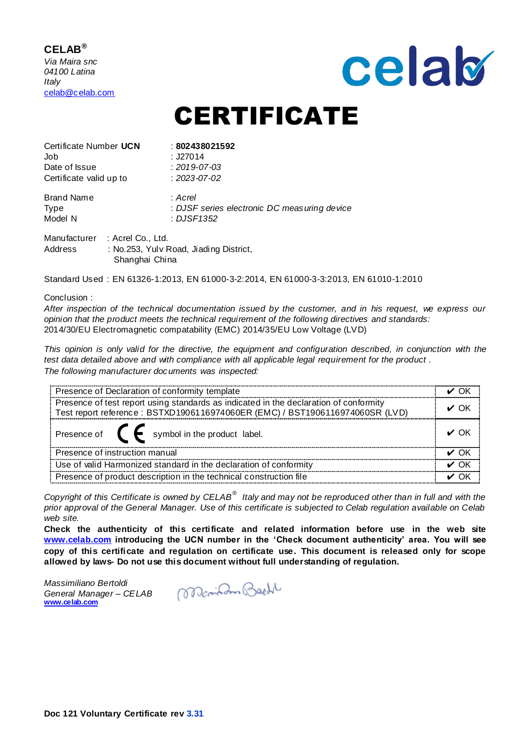**CELAB®**
*Via Maira snc*
*04100 Latina*
*Italy*
celab@celab.com

celab

# CERTIFICATE

Certificate Number **UCN** : **802438021592**
Job : J27014
Date of Issue : *2019-07-03*
Certificate valid up to : *2023-07-02*

Brand Name : *Acrel*
Type : *DJSF series electronic DC measuring device*
Model N : *DJSF1352*

Manufacturer : Acrel Co., Ltd.
Address : No.253, Yulv Road, Jiading District, Shanghai China

Standard Used : EN 61326-1:2013, EN 61000-3-2:2014, EN 61000-3-3:2013, EN 61010-1:2010

Conclusion :
*After inspection of the technical documentation issued by the customer, and in his request, we express our opinion that the product meets the technical requirement of the following directives and standards:*
2014/30/EU Electromagnetic compatability (EMC) 2014/35/EU Low Voltage (LVD)

*This opinion is only valid for the directive, the equipment and configuration described, in conjunction with the test data detailed above and with compliance with all applicable legal requirement for the product .*
*The following manufacturer documents was inspected:*

| | |
|---|---|
| Presence of Declaration of conformity template | ✔ OK |
| Presence of test report using standards as indicated in the declaration of conformity<br>Test report reference : BSTXD1906116974060ER (EMC) / BST1906116974060SR (LVD) | ✔ OK |
| Presence of CE symbol in the product label. | ✔ OK |
| Presence of instruction manual | ✔ OK |
| Use of valid Harmonized standard in the declaration of conformity | ✔ OK |
| Presence of product description in the technical construction file | ✔ OK |

*Copyright of this Certificate is owned by CELAB® Italy and may not be reproduced other than in full and with the prior approval of the General Manager. Use of this certificate is subjected to Celab regulation available on Celab web site.*

**Check the authenticity of this certificate and related information before use in the web site www.celab.com introducing the UCN number in the 'Check document authenticity' area. You will see copy of this certificate and regulation on certificate use. This document is released only for scope allowed by laws- Do not use this document without full understanding of regulation.**

*Massimiliano Bertoldi*
*General Manager – CELAB*
**www.celab.com**

**Doc 121 Voluntary Certificate rev 3.31**